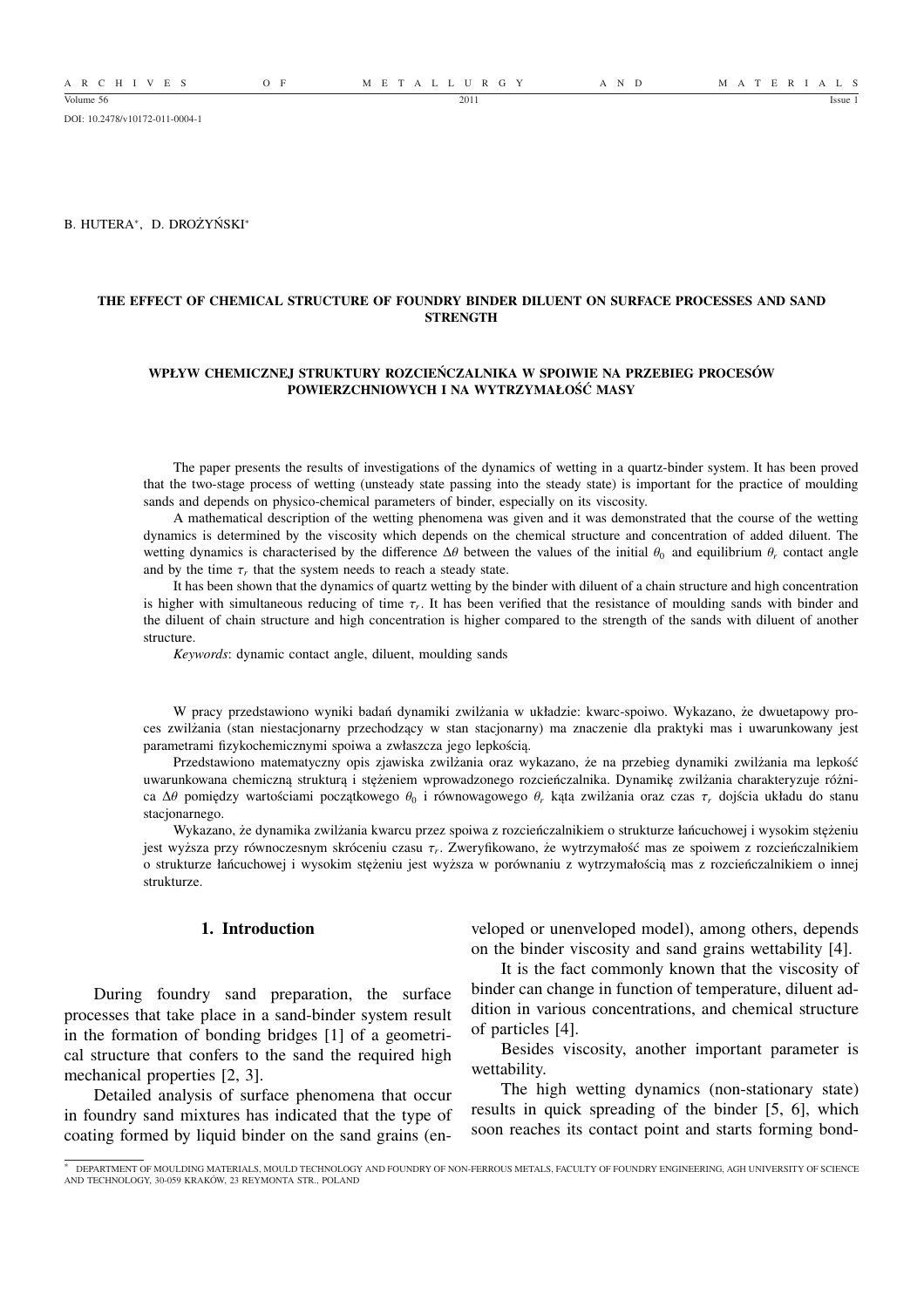DOI: 10.2478/v10172-011-0004-1

B. HUTERA[∗], D. DROŻYŃSKI[∗]

# THE EFFECT OF CHEMICAL STRUCTURE OF FOUNDRY BINDER DILUENT ON SURFACE PROCESSES AND SAND STRENGTH

# WPŁYW CHEMICZNEJ STRUKTURY ROZCIEŃCZALNIKA W SPOIWIE NA PRZEBIEG PROCESÓW POWIERZCHNIOWYCH I NA WYTRZYMAŁOŚĆ MASY

The paper presents the results of investigations of the dynamics of wetting in a quartz-binder system. It has been proved that the two-stage process of wetting (unsteady state passing into the steady state) is important for the practice of moulding sands and depends on physico-chemical parameters of binder, especially on its viscosity.

A mathematical description of the wetting phenomena was given and it was demonstrated that the course of the wetting dynamics is determined by the viscosity which depends on the chemical structure and concentration of added diluent. The wetting dynamics is characterised by the difference $\Delta\theta$ between the values of the initial $\theta_0$ and equilibrium $\theta_r$ contact angle and by the time $\tau_r$ that the system needs to reach a steady state.

It has been shown that the dynamics of quartz wetting by the binder with diluent of a chain structure and high concentration is higher with simultaneous reducing of time $\tau_r$. It has been verified that the resistance of moulding sands with binder and the diluent of chain structure and high concentration is higher compared to the strength of the sands with diluent of another structure.

*Keywords*: dynamic contact angle, diluent, moulding sands

W pracy przedstawiono wyniki badań dynamiki zwilżania w układzie: kwarc-spoiwo. Wykazano, że dwuetapowy proces zwilżania (stan niestacjonarny przechodzący w stan stacjonarny) ma znaczenie dla praktyki mas i uwarunkowany jest parametrami fizykochemicznymi spoiwa a zwłaszcza jego lepkością.

Przedstawiono matematyczny opis zjawiska zwilżania oraz wykazano, że na przebieg dynamiki zwilżania ma lepkość uwarunkowana chemiczną strukturą i stężeniem wprowadzonego rozcieńczalnika. Dynamikę zwilżania charakteryzuje różnica $\Delta\theta$ pomiędzy wartościami początkowego $\theta_0$ i równowagowego $\theta_r$ kąta zwilżania oraz czas $\tau_r$ dojścia układu do stanu stacjonarnego.

Wykazano, że dynamika zwilżania kwarcu przez spoiwa z rozcieńczalnikiem o strukturze łańcuchowej i wysokim stężeniu jest wyższa przy równoczesnym skróceniu czasu $\tau_r$. Zweryfikowano, że wytrzymałość mas ze spoiwem z rozcieńczalnikiem o strukturze łańcuchowej i wysokim stężeniu jest wyższa w porównaniu z wytrzymałością mas z rozcieńczalnikiem o innej strukturze.

## 1. Introduction

During foundry sand preparation, the surface processes that take place in a sand-binder system result in the formation of bonding bridges [1] of a geometrical structure that confers to the sand the required high mechanical properties [2, 3].

Detailed analysis of surface phenomena that occur in foundry sand mixtures has indicated that the type of coating formed by liquid binder on the sand grains (enveloped or unenveloped model), among others, depends on the binder viscosity and sand grains wettability [4].

It is the fact commonly known that the viscosity of binder can change in function of temperature, diluent addition in various concentrations, and chemical structure of particles [4].

Besides viscosity, another important parameter is wettability.

The high wetting dynamics (non-stationary state) results in quick spreading of the binder [5, 6], which soon reaches its contact point and starts forming bond-

[∗] DEPARTMENT OF MOULDING MATERIALS, MOULD TECHNOLOGY AND FOUNDRY OF NON-FERROUS METALS, FACULTY OF FOUNDRY ENGINEERING, AGH UNIVERSITY OF SCIENCE AND TECHNOLOGY, 30-059 KRAKÓW, 23 REYMONTA STR., POLAND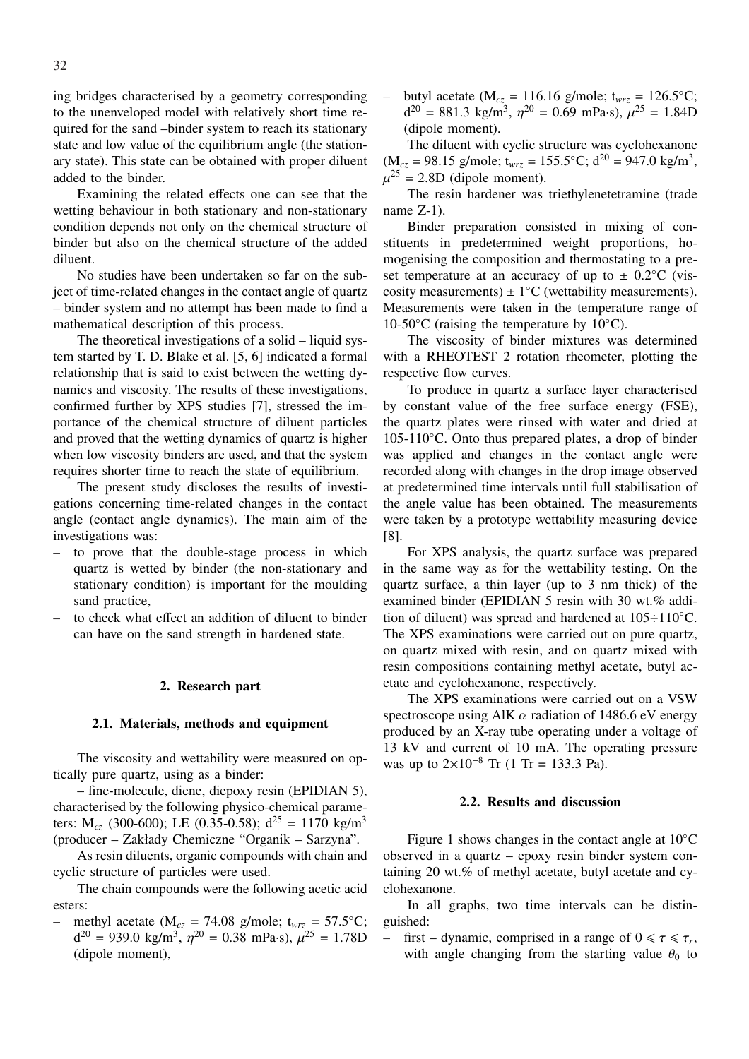ing bridges characterised by a geometry corresponding to the unenveloped model with relatively short time required for the sand –binder system to reach its stationary state and low value of the equilibrium angle (the stationary state). This state can be obtained with proper diluent added to the binder.

Examining the related effects one can see that the wetting behaviour in both stationary and non-stationary condition depends not only on the chemical structure of binder but also on the chemical structure of the added diluent.

No studies have been undertaken so far on the subject of time-related changes in the contact angle of quartz – binder system and no attempt has been made to find a mathematical description of this process.

The theoretical investigations of a solid – liquid system started by T. D. Blake et al. [5, 6] indicated a formal relationship that is said to exist between the wetting dynamics and viscosity. The results of these investigations, confirmed further by XPS studies [7], stressed the importance of the chemical structure of diluent particles and proved that the wetting dynamics of quartz is higher when low viscosity binders are used, and that the system requires shorter time to reach the state of equilibrium.

The present study discloses the results of investigations concerning time-related changes in the contact angle (contact angle dynamics). The main aim of the investigations was:

- to prove that the double-stage process in which quartz is wetted by binder (the non-stationary and stationary condition) is important for the moulding sand practice,
- to check what effect an addition of diluent to binder can have on the sand strength in hardened state.

## 2. Research part

### 2.1. Materials, methods and equipment

The viscosity and wettability were measured on optically pure quartz, using as a binder:

– fine-molecule, diene, diepoxy resin (EPIDIAN 5), characterised by the following physico-chemical parameters: $M_{cz}$ (300-600); LE (0.35-0.58); $d^{25}$ = 1170 kg/m$^3$ (producer – Zakłady Chemiczne "Organik – Sarzyna".

As resin diluents, organic compounds with chain and cyclic structure of particles were used.

The chain compounds were the following acetic acid esters:

- methyl acetate ($M_{cz}$ = 74.08 g/mole; $t_{wrz}$ = 57.5°C; $d^{20}$ = 939.0 kg/m$^3$, $\eta^{20}$ = 0.38 mPa·s), $\mu^{25}$ = 1.78D (dipole moment),
- butyl acetate ($M_{cz}$ = 116.16 g/mole; $t_{wrz}$ = 126.5°C; $d^{20}$ = 881.3 kg/m$^3$, $\eta^{20}$ = 0.69 mPa·s), $\mu^{25}$ = 1.84D (dipole moment).

The diluent with cyclic structure was cyclohexanone ($M_{cz}$ = 98.15 g/mole; $t_{wrz}$ = 155.5°C; $d^{20}$ = 947.0 kg/m$^3$, $\mu^{25}$ = 2.8D (dipole moment).

The resin hardener was triethylenetetramine (trade name Z-1).

Binder preparation consisted in mixing of constituents in predetermined weight proportions, homogenising the composition and thermostating to a preset temperature at an accuracy of up to ± 0.2°C (viscosity measurements) ± 1°C (wettability measurements). Measurements were taken in the temperature range of 10-50°C (raising the temperature by 10°C).

The viscosity of binder mixtures was determined with a RHEOTEST 2 rotation rheometer, plotting the respective flow curves.

To produce in quartz a surface layer characterised by constant value of the free surface energy (FSE), the quartz plates were rinsed with water and dried at 105-110°C. Onto thus prepared plates, a drop of binder was applied and changes in the contact angle were recorded along with changes in the drop image observed at predetermined time intervals until full stabilisation of the angle value has been obtained. The measurements were taken by a prototype wettability measuring device [8].

For XPS analysis, the quartz surface was prepared in the same way as for the wettability testing. On the quartz surface, a thin layer (up to 3 nm thick) of the examined binder (EPIDIAN 5 resin with 30 wt.% addition of diluent) was spread and hardened at 105÷110°C. The XPS examinations were carried out on pure quartz, on quartz mixed with resin, and on quartz mixed with resin compositions containing methyl acetate, butyl acetate and cyclohexanone, respectively.

The XPS examinations were carried out on a VSW spectroscope using AlK $\alpha$ radiation of 1486.6 eV energy produced by an X-ray tube operating under a voltage of 13 kV and current of 10 mA. The operating pressure was up to $2\times10^{-8}$ Tr (1 Tr = 133.3 Pa).

### 2.2. Results and discussion

Figure 1 shows changes in the contact angle at 10°C observed in a quartz – epoxy resin binder system containing 20 wt.% of methyl acetate, butyl acetate and cyclohexanone.

In all graphs, two time intervals can be distinguished:

- first – dynamic, comprised in a range of $0 \leqslant \tau \leqslant \tau_r$, with angle changing from the starting value $\theta_0$ to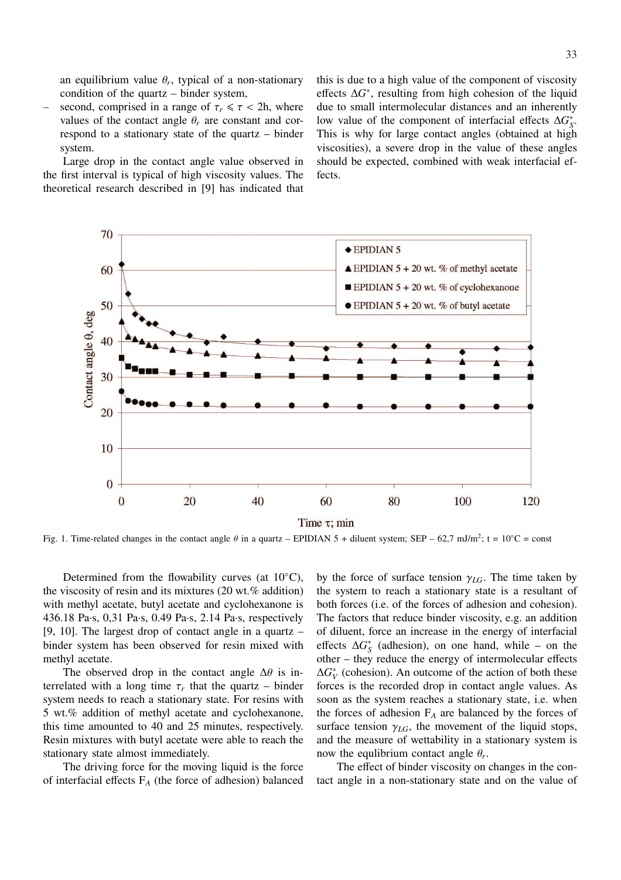an equilibrium value $\theta_r$, typical of a non-stationary condition of the quartz – binder system,

– second, comprised in a range of $\tau_r \leqslant \tau < 2$h, where values of the contact angle $\theta_r$ are constant and correspond to a stationary state of the quartz – binder system.

Large drop in the contact angle value observed in the first interval is typical of high viscosity values. The theoretical research described in [9] has indicated that this is due to a high value of the component of viscosity effects $\Delta G^*$, resulting from high cohesion of the liquid due to small intermolecular distances and an inherently low value of the component of interfacial effects $\Delta G_S^*$. This is why for large contact angles (obtained at high viscosities), a severe drop in the value of these angles should be expected, combined with weak interfacial effects.

Fig. 1. Time-related changes in the contact angle $\theta$ in a quartz – EPIDIAN 5 + diluent system; SEP – 62,7 mJ/m$^2$; t = 10°C = const

Determined from the flowability curves (at 10°C), the viscosity of resin and its mixtures (20 wt.% addition) with methyl acetate, butyl acetate and cyclohexanone is 436.18 Pa·s, 0,31 Pa·s, 0.49 Pa·s, 2.14 Pa·s, respectively [9, 10]. The largest drop of contact angle in a quartz – binder system has been observed for resin mixed with methyl acetate.

The observed drop in the contact angle $\Delta\theta$ is interrelated with a long time $\tau_r$ that the quartz – binder system needs to reach a stationary state. For resins with 5 wt.% addition of methyl acetate and cyclohexanone, this time amounted to 40 and 25 minutes, respectively. Resin mixtures with butyl acetate were able to reach the stationary state almost immediately.

The driving force for the moving liquid is the force of interfacial effects $F_A$ (the force of adhesion) balanced by the force of surface tension $\gamma_{LG}$. The time taken by the system to reach a stationary state is a resultant of both forces (i.e. of the forces of adhesion and cohesion). The factors that reduce binder viscosity, e.g. an addition of diluent, force an increase in the energy of interfacial effects $\Delta G_S^*$ (adhesion), on one hand, while – on the other – they reduce the energy of intermolecular effects $\Delta G_V^*$ (cohesion). An outcome of the action of both these forces is the recorded drop in contact angle values. As soon as the system reaches a stationary state, i.e. when the forces of adhesion $F_A$ are balanced by the forces of surface tension $\gamma_{LG}$, the movement of the liquid stops, and the measure of wettability in a stationary system is now the equilibrium contact angle $\theta_r$.

The effect of binder viscosity on changes in the contact angle in a non-stationary state and on the value of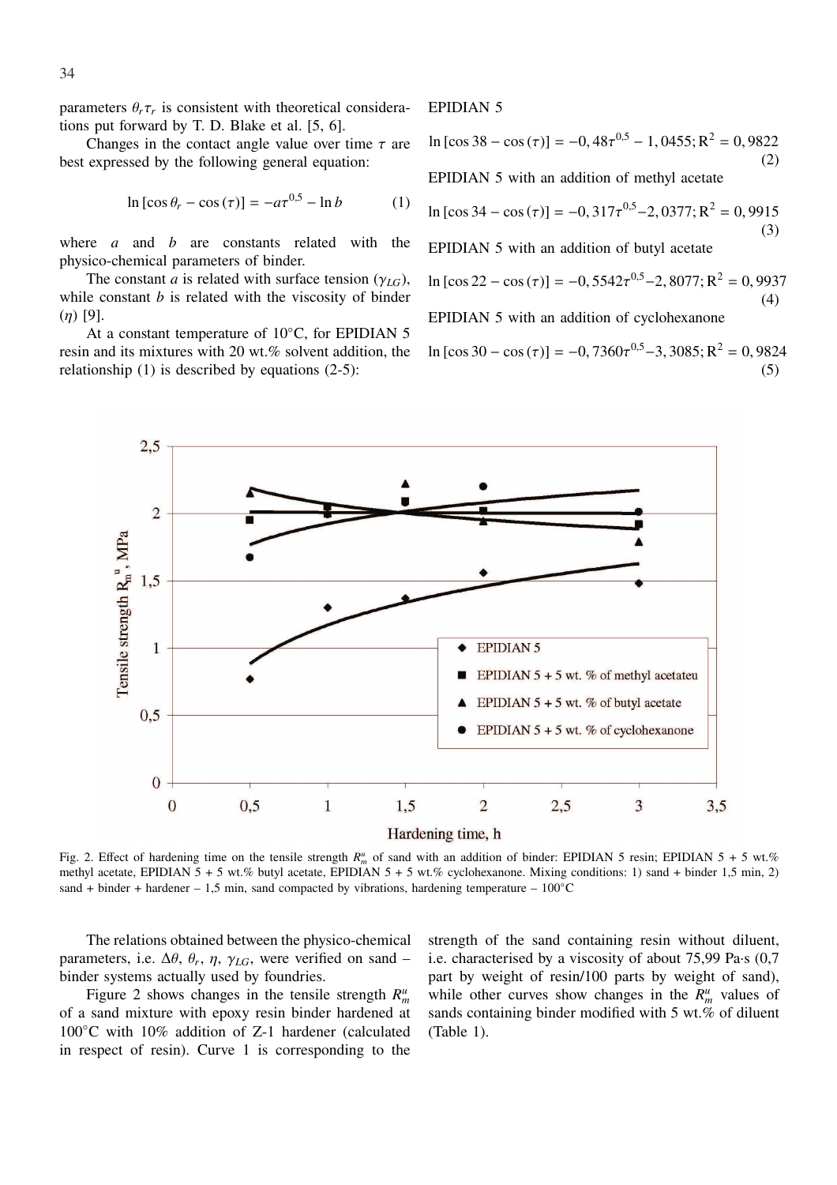parameters $\theta_r \tau_r$ is consistent with theoretical considerations put forward by T. D. Blake et al. [5, 6].

Changes in the contact angle value over time $\tau$ are best expressed by the following general equation:

$$\ln[\cos\theta_r - \cos(\tau)] = -a\tau^{0,5} - \ln b \quad (1)$$

where $a$ and $b$ are constants related with the physico-chemical parameters of binder.

The constant $a$ is related with surface tension ($\gamma_{LG}$), while constant $b$ is related with the viscosity of binder ($\eta$) [9].

At a constant temperature of 10°C, for EPIDIAN 5 resin and its mixtures with 20 wt.% solvent addition, the relationship (1) is described by equations (2-5):

EPIDIAN 5

$$\ln[\cos 38 - \cos(\tau)] = -0,48\tau^{0,5} - 1,0455; R^2 = 0,9822 \quad (2)$$

EPIDIAN 5 with an addition of methyl acetate

$$\ln[\cos 34 - \cos(\tau)] = -0,317\tau^{0,5} - 2,0377; R^2 = 0,9915 \quad (3)$$

EPIDIAN 5 with an addition of butyl acetate

$$\ln[\cos 22 - \cos(\tau)] = -0,5542\tau^{0,5} - 2,8077; R^2 = 0,9937 \quad (4)$$

EPIDIAN 5 with an addition of cyclohexanone

$$\ln[\cos 30 - \cos(\tau)] = -0,7360\tau^{0,5} - 3,3085; R^2 = 0,9824 \quad (5)$$

Fig. 2. Effect of hardening time on the tensile strength $R_m^u$ of sand with an addition of binder: EPIDIAN 5 resin; EPIDIAN 5 + 5 wt.% methyl acetate, EPIDIAN 5 + 5 wt.% butyl acetate, EPIDIAN 5 + 5 wt.% cyclohexanone. Mixing conditions: 1) sand + binder 1,5 min, 2) sand + binder + hardener – 1,5 min, sand compacted by vibrations, hardening temperature – 100°C

The relations obtained between the physico-chemical parameters, i.e. $\Delta\theta$, $\theta_r$, $\eta$, $\gamma_{LG}$, were verified on sand – binder systems actually used by foundries.

Figure 2 shows changes in the tensile strength $R_m^u$ of a sand mixture with epoxy resin binder hardened at 100°C with 10% addition of Z-1 hardener (calculated in respect of resin). Curve 1 is corresponding to the strength of the sand containing resin without diluent, i.e. characterised by a viscosity of about 75,99 Pa·s (0,7 part by weight of resin/100 parts by weight of sand), while other curves show changes in the $R_m^u$ values of sands containing binder modified with 5 wt.% of diluent (Table 1).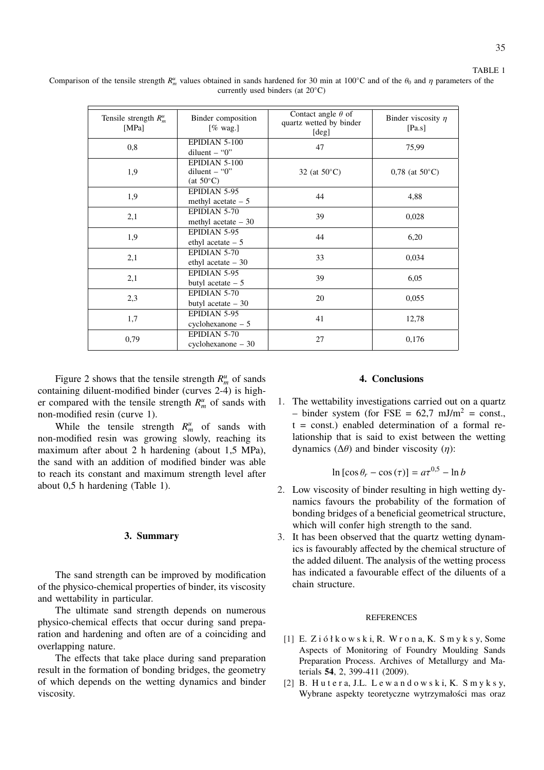TABLE 1

Comparison of the tensile strength $R_m^u$ values obtained in sands hardened for 30 min at 100°C and of the $\theta_0$ and $\eta$ parameters of the currently used binders (at 20°C)

| Tensile strength $R_m^u$ [MPa] | Binder composition [% wag.] | Contact angle $\theta$ of quartz wetted by binder [deg] | Binder viscosity $\eta$ [Pa.s] |
|---|---|---|---|
| 0,8 | EPIDIAN 5-100 diluent – "0" | 47 | 75,99 |
| 1,9 | EPIDIAN 5-100 diluent – "0" (at 50°C) | 32 (at 50°C) | 0,78 (at 50°C) |
| 1,9 | EPIDIAN 5-95 methyl acetate – 5 | 44 | 4,88 |
| 2,1 | EPIDIAN 5-70 methyl acetate – 30 | 39 | 0,028 |
| 1,9 | EPIDIAN 5-95 ethyl acetate – 5 | 44 | 6,20 |
| 2,1 | EPIDIAN 5-70 ethyl acetate – 30 | 33 | 0,034 |
| 2,1 | EPIDIAN 5-95 butyl acetate – 5 | 39 | 6,05 |
| 2,3 | EPIDIAN 5-70 butyl acetate – 30 | 20 | 0,055 |
| 1,7 | EPIDIAN 5-95 cyclohexanone – 5 | 41 | 12,78 |
| 0,79 | EPIDIAN 5-70 cyclohexanone – 30 | 27 | 0,176 |

Figure 2 shows that the tensile strength $R_m^u$ of sands containing diluent-modified binder (curves 2-4) is higher compared with the tensile strength $R_m^u$ of sands with non-modified resin (curve 1).

While the tensile strength $R_m^u$ of sands with non-modified resin was growing slowly, reaching its maximum after about 2 h hardening (about 1,5 MPa), the sand with an addition of modified binder was able to reach its constant and maximum strength level after about 0,5 h hardening (Table 1).

## 3. Summary

The sand strength can be improved by modification of the physico-chemical properties of binder, its viscosity and wettability in particular.

The ultimate sand strength depends on numerous physico-chemical effects that occur during sand preparation and hardening and often are of a coinciding and overlapping nature.

The effects that take place during sand preparation result in the formation of bonding bridges, the geometry of which depends on the wetting dynamics and binder viscosity.

## 4. Conclusions

1. The wettability investigations carried out on a quartz – binder system (for FSE = 62,7 mJ/m$^2$ = const., t = const.) enabled determination of a formal relationship that is said to exist between the wetting dynamics ($\Delta\theta$) and binder viscosity ($\eta$):

$$\ln[\cos\theta_r - \cos(\tau)] = a\tau^{0,5} - \ln b$$

2. Low viscosity of binder resulting in high wetting dynamics favours the probability of the formation of bonding bridges of a beneficial geometrical structure, which will confer high strength to the sand.
3. It has been observed that the quartz wetting dynamics is favourably affected by the chemical structure of the added diluent. The analysis of the wetting process has indicated a favourable effect of the diluents of a chain structure.

### REFERENCES

[1] E. Ziółkowski, R. Wrona, K. Smyksy, Some Aspects of Monitoring of Foundry Moulding Sands Preparation Process. Archives of Metallurgy and Materials **54**, 2, 399-411 (2009).

[2] B. Hutera, J.L. Lewandowski, K. Smyksy, Wybrane aspekty teoretyczne wytrzymałości mas oraz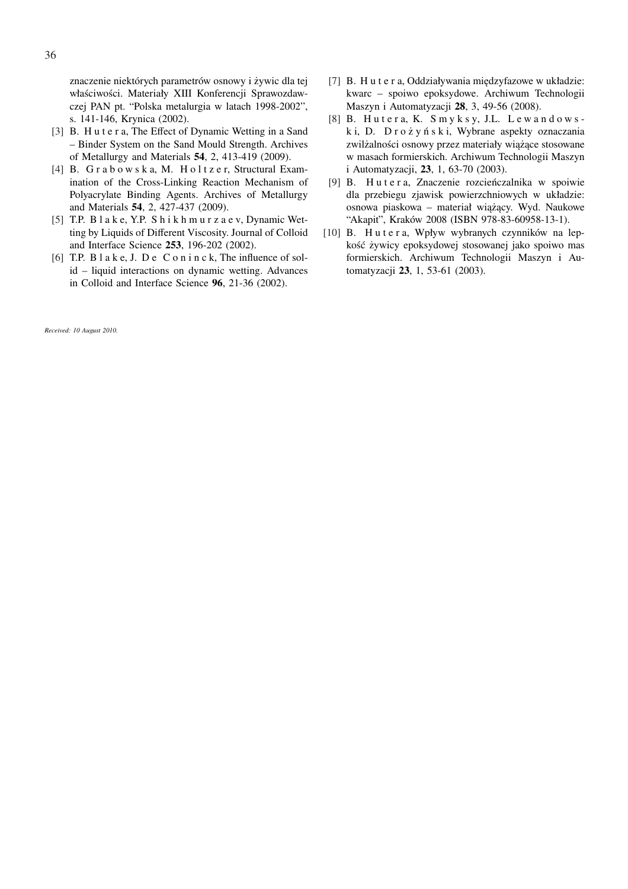znaczenie niektórych parametrów osnowy i żywic dla tej właściwości. Materiały XIII Konferencji Sprawozdawczej PAN pt. "Polska metalurgia w latach 1998-2002", s. 141-146, Krynica (2002).

[3] B. H u t e r a, The Effect of Dynamic Wetting in a Sand – Binder System on the Sand Mould Strength. Archives of Metallurgy and Materials **54**, 2, 413-419 (2009).

[4] B. G r a b o w s k a, M. H o l t z e r, Structural Examination of the Cross-Linking Reaction Mechanism of Polyacrylate Binding Agents. Archives of Metallurgy and Materials **54**, 2, 427-437 (2009).

[5] T.P. B l a k e, Y.P. S h i k h m u r z a e v, Dynamic Wetting by Liquids of Different Viscosity. Journal of Colloid and Interface Science **253**, 196-202 (2002).

[6] T.P. B l a k e, J. D e C o n i n c k, The influence of solid – liquid interactions on dynamic wetting. Advances in Colloid and Interface Science **96**, 21-36 (2002).

[7] B. H u t e r a, Oddziaływania międzyfazowe w układzie: kwarc – spoiwo epoksydowe. Archiwum Technologii Maszyn i Automatyzacji **28**, 3, 49-56 (2008).

[8] B. H u t e r a, K. S m y k s y, J.L. L e w a n d o w s k i, D. D r o ż y ń s k i, Wybrane aspekty oznaczania zwilżalności osnowy przez materiały wiążące stosowane w masach formierskich. Archiwum Technologii Maszyn i Automatyzacji, **23**, 1, 63-70 (2003).

[9] B. H u t e r a, Znaczenie rozcieńczalnika w spoiwie dla przebiegu zjawisk powierzchniowych w układzie: osnowa piaskowa – materiał wiążący. Wyd. Naukowe "Akapit", Kraków 2008 (ISBN 978-83-60958-13-1).

[10] B. H u t e r a, Wpływ wybranych czynników na lepkość żywicy epoksydowej stosowanej jako spoiwo mas formierskich. Archiwum Technologii Maszyn i Automatyzacji **23**, 1, 53-61 (2003).

*Received: 10 August 2010.*